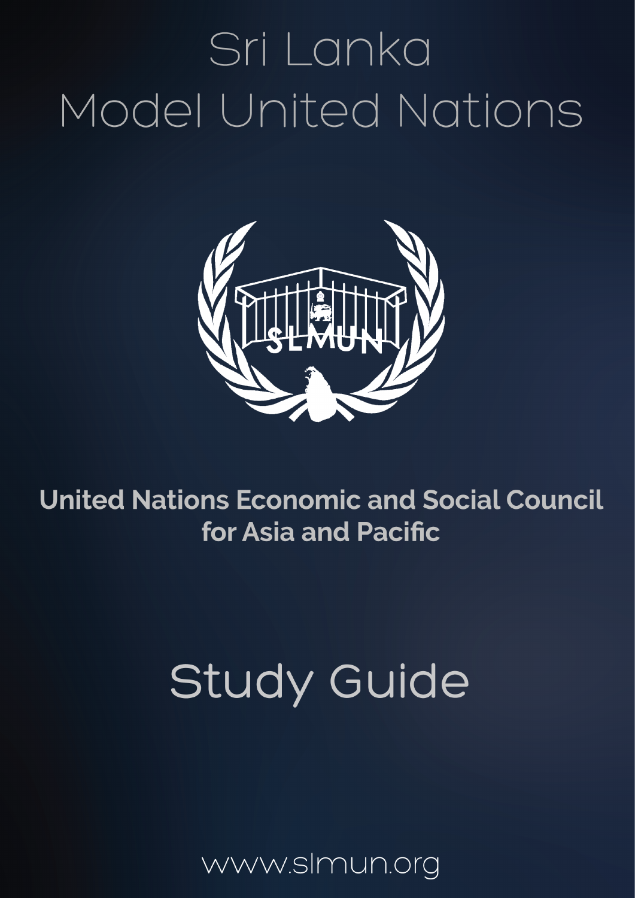# Sri Lanka Model United Nations

**United Nations Economic and Social Council for Asia and Pacific**

# Study Guide

www.slmun.org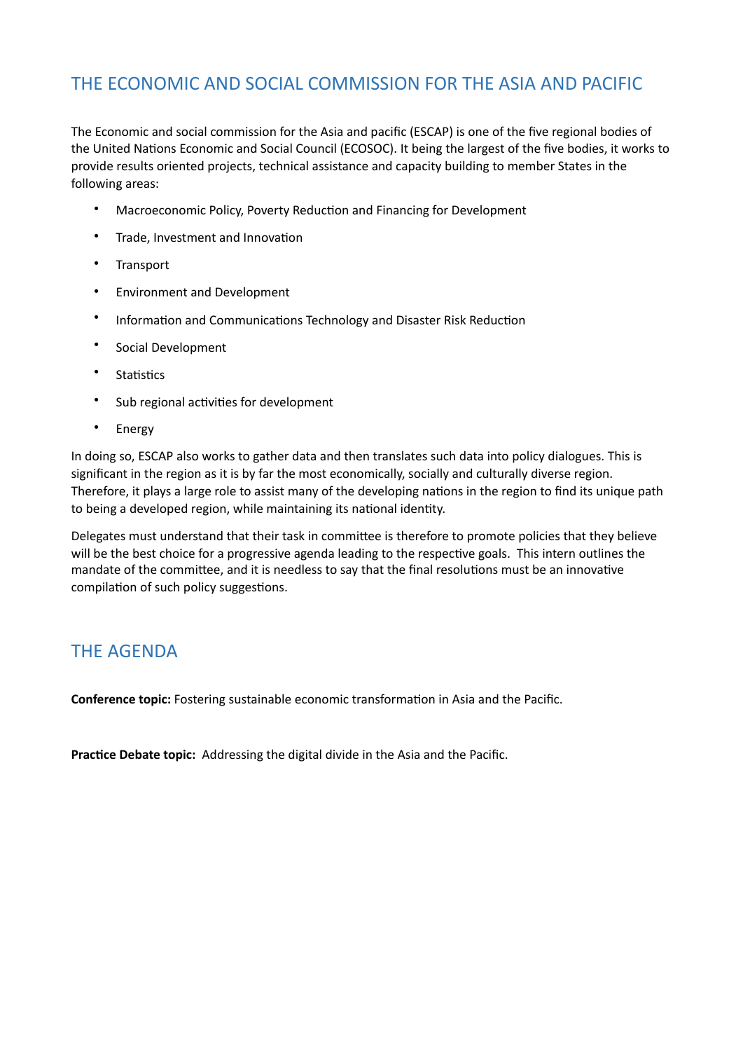## THE ECONOMIC AND SOCIAL COMMISSION FOR THE ASIA AND PACIFIC

The Economic and social commission for the Asia and pacific (ESCAP) is one of the five regional bodies of the United Nations Economic and Social Council (ECOSOC). It being the largest of the five bodies, it works to provide results oriented projects, technical assistance and capacity building to member States in the following areas:

- Macroeconomic Policy, Poverty Reduction and Financing for Development
- Trade, Investment and Innovation
- Transport
- Environment and Development
- Information and Communications Technology and Disaster Risk Reduction
- Social Development
- Statistics
- Sub regional activities for development
- Energy

In doing so, ESCAP also works to gather data and then translates such data into policy dialogues. This is significant in the region as it is by far the most economically, socially and culturally diverse region. Therefore, it plays a large role to assist many of the developing nations in the region to find its unique path to being a developed region, while maintaining its national identity.

Delegates must understand that their task in committee is therefore to promote policies that they believe will be the best choice for a progressive agenda leading to the respective goals. This intern outlines the mandate of the committee, and it is needless to say that the final resolutions must be an innovative compilation of such policy suggestions.

## THE AGENDA

**Conference topic:** Fostering sustainable economic transformation in Asia and the Pacific.

**Practice Debate topic:** Addressing the digital divide in the Asia and the Pacific.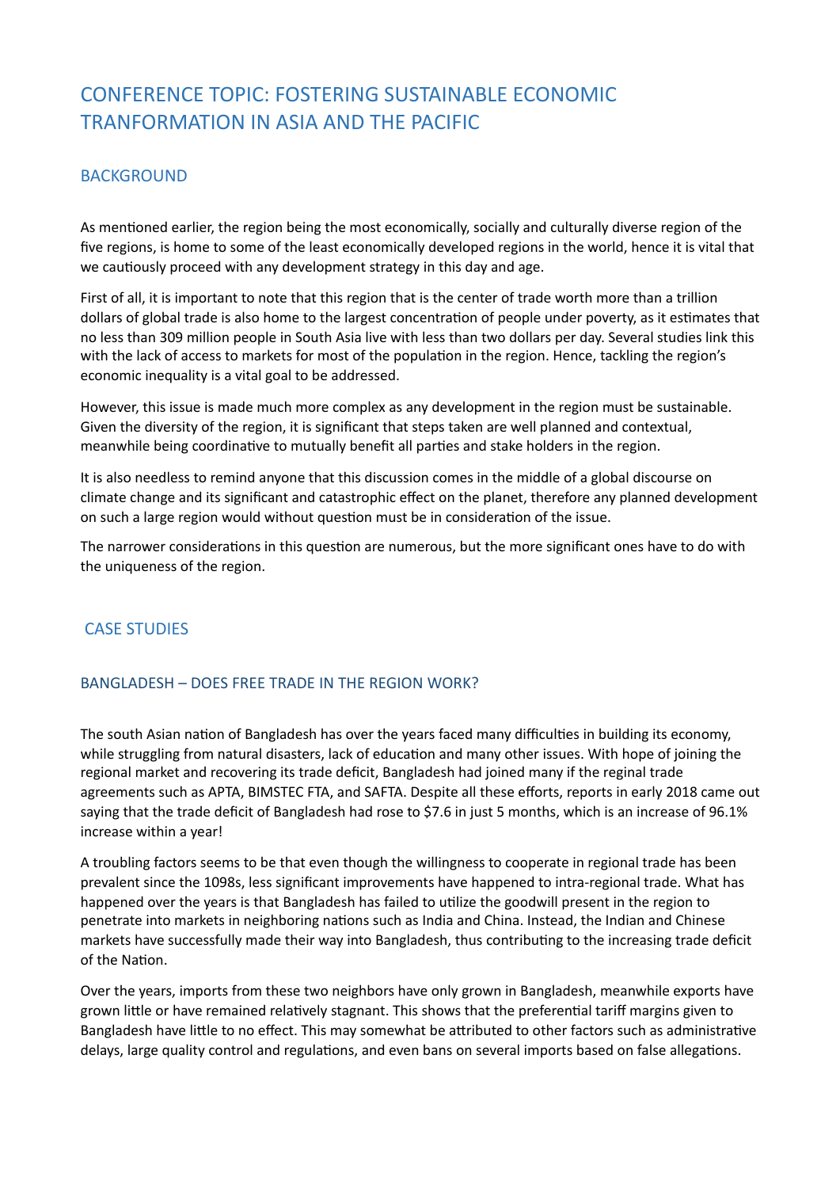# CONFERENCE TOPIC: FOSTERING SUSTAINABLE ECONOMIC TRANFORMATION IN ASIA AND THE PACIFIC

## BACKGROUND

As mentioned earlier, the region being the most economically, socially and culturally diverse region of the five regions, is home to some of the least economically developed regions in the world, hence it is vital that we cautiously proceed with any development strategy in this day and age.

First of all, it is important to note that this region that is the center of trade worth more than a trillion dollars of global trade is also home to the largest concentration of people under poverty, as it estimates that no less than 309 million people in South Asia live with less than two dollars per day. Several studies link this with the lack of access to markets for most of the population in the region. Hence, tackling the region's economic inequality is a vital goal to be addressed.

However, this issue is made much more complex as any development in the region must be sustainable. Given the diversity of the region, it is significant that steps taken are well planned and contextual, meanwhile being coordinative to mutually benefit all parties and stake holders in the region.

It is also needless to remind anyone that this discussion comes in the middle of a global discourse on climate change and its significant and catastrophic effect on the planet, therefore any planned development on such a large region would without question must be in consideration of the issue.

The narrower considerations in this question are numerous, but the more significant ones have to do with the uniqueness of the region.

## CASE STUDIES

### BANGLADESH – DOES FREE TRADE IN THE REGION WORK?

The south Asian nation of Bangladesh has over the years faced many difficulties in building its economy, while struggling from natural disasters, lack of education and many other issues. With hope of joining the regional market and recovering its trade deficit, Bangladesh had joined many if the reginal trade agreements such as APTA, BIMSTEC FTA, and SAFTA. Despite all these efforts, reports in early 2018 came out saying that the trade deficit of Bangladesh had rose to $7.6 in just 5 months, which is an increase of 96.1% increase within a year!

A troubling factors seems to be that even though the willingness to cooperate in regional trade has been prevalent since the 1098s, less significant improvements have happened to intra-regional trade. What has happened over the years is that Bangladesh has failed to utilize the goodwill present in the region to penetrate into markets in neighboring nations such as India and China. Instead, the Indian and Chinese markets have successfully made their way into Bangladesh, thus contributing to the increasing trade deficit of the Nation.

Over the years, imports from these two neighbors have only grown in Bangladesh, meanwhile exports have grown little or have remained relatively stagnant. This shows that the preferential tariff margins given to Bangladesh have little to no effect. This may somewhat be attributed to other factors such as administrative delays, large quality control and regulations, and even bans on several imports based on false allegations.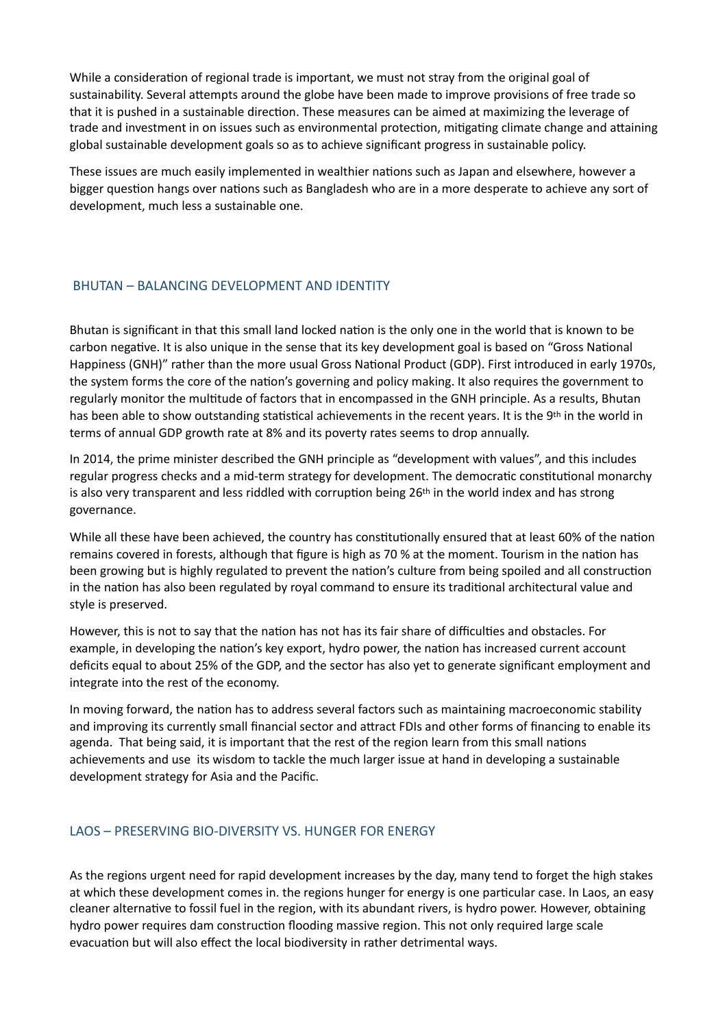While a consideration of regional trade is important, we must not stray from the original goal of sustainability. Several attempts around the globe have been made to improve provisions of free trade so that it is pushed in a sustainable direction. These measures can be aimed at maximizing the leverage of trade and investment in on issues such as environmental protection, mitigating climate change and attaining global sustainable development goals so as to achieve significant progress in sustainable policy.

These issues are much easily implemented in wealthier nations such as Japan and elsewhere, however a bigger question hangs over nations such as Bangladesh who are in a more desperate to achieve any sort of development, much less a sustainable one.

## BHUTAN – BALANCING DEVELOPMENT AND IDENTITY

Bhutan is significant in that this small land locked nation is the only one in the world that is known to be carbon negative. It is also unique in the sense that its key development goal is based on "Gross National Happiness (GNH)" rather than the more usual Gross National Product (GDP). First introduced in early 1970s, the system forms the core of the nation's governing and policy making. It also requires the government to regularly monitor the multitude of factors that in encompassed in the GNH principle. As a results, Bhutan has been able to show outstanding statistical achievements in the recent years. It is the 9th in the world in terms of annual GDP growth rate at 8% and its poverty rates seems to drop annually.

In 2014, the prime minister described the GNH principle as "development with values", and this includes regular progress checks and a mid-term strategy for development. The democratic constitutional monarchy is also very transparent and less riddled with corruption being 26th in the world index and has strong governance.

While all these have been achieved, the country has constitutionally ensured that at least 60% of the nation remains covered in forests, although that figure is high as 70 % at the moment. Tourism in the nation has been growing but is highly regulated to prevent the nation's culture from being spoiled and all construction in the nation has also been regulated by royal command to ensure its traditional architectural value and style is preserved.

However, this is not to say that the nation has not has its fair share of difficulties and obstacles. For example, in developing the nation's key export, hydro power, the nation has increased current account deficits equal to about 25% of the GDP, and the sector has also yet to generate significant employment and integrate into the rest of the economy.

In moving forward, the nation has to address several factors such as maintaining macroeconomic stability and improving its currently small financial sector and attract FDIs and other forms of financing to enable its agenda. That being said, it is important that the rest of the region learn from this small nations achievements and use its wisdom to tackle the much larger issue at hand in developing a sustainable development strategy for Asia and the Pacific.

## LAOS – PRESERVING BIO-DIVERSITY VS. HUNGER FOR ENERGY

As the regions urgent need for rapid development increases by the day, many tend to forget the high stakes at which these development comes in. the regions hunger for energy is one particular case. In Laos, an easy cleaner alternative to fossil fuel in the region, with its abundant rivers, is hydro power. However, obtaining hydro power requires dam construction flooding massive region. This not only required large scale evacuation but will also effect the local biodiversity in rather detrimental ways.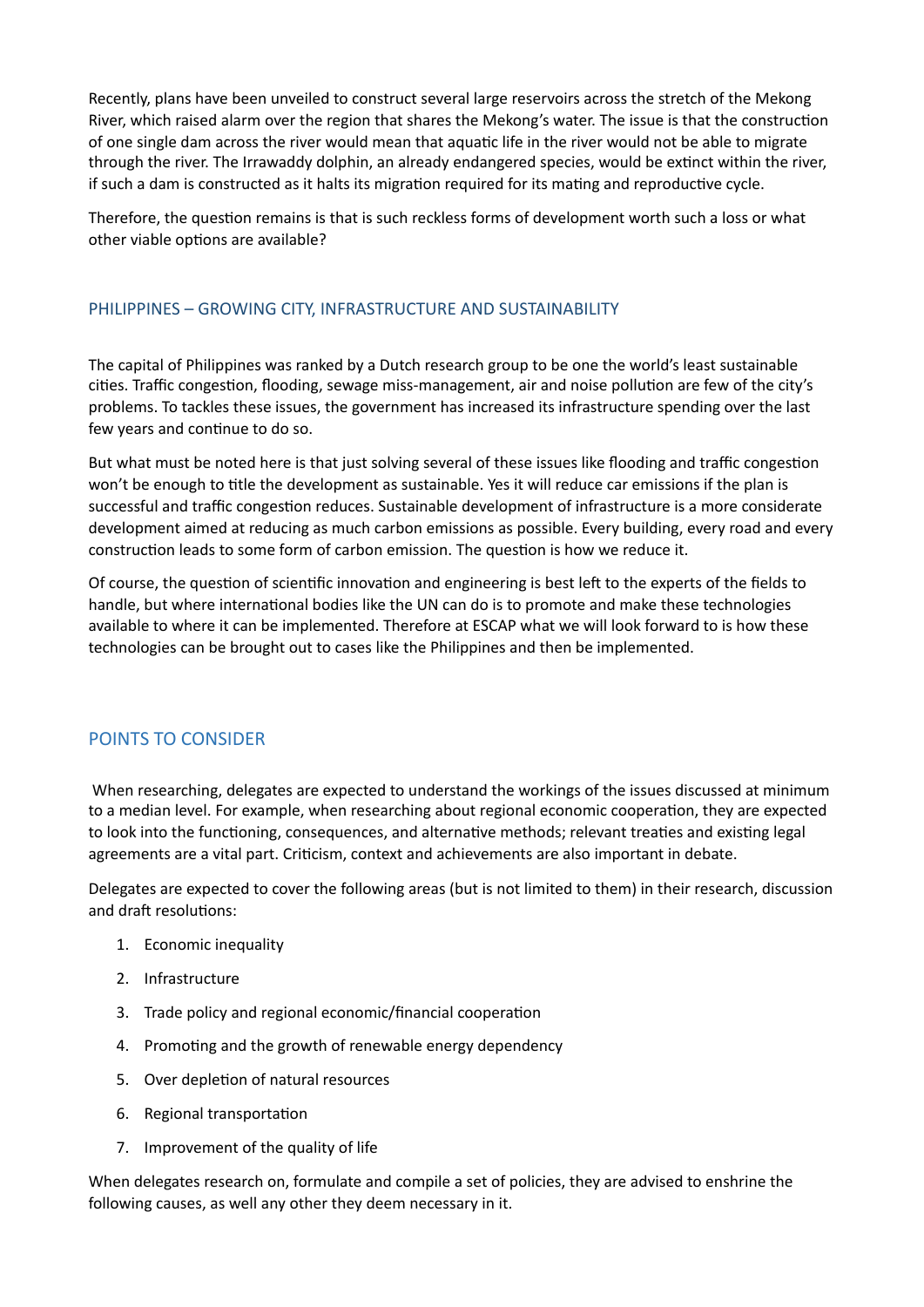Recently, plans have been unveiled to construct several large reservoirs across the stretch of the Mekong River, which raised alarm over the region that shares the Mekong's water. The issue is that the construction of one single dam across the river would mean that aquatic life in the river would not be able to migrate through the river. The Irrawaddy dolphin, an already endangered species, would be extinct within the river, if such a dam is constructed as it halts its migration required for its mating and reproductive cycle.

Therefore, the question remains is that is such reckless forms of development worth such a loss or what other viable options are available?

### PHILIPPINES – GROWING CITY, INFRASTRUCTURE AND SUSTAINABILITY

The capital of Philippines was ranked by a Dutch research group to be one the world's least sustainable cities. Traffic congestion, flooding, sewage miss-management, air and noise pollution are few of the city's problems. To tackles these issues, the government has increased its infrastructure spending over the last few years and continue to do so.

But what must be noted here is that just solving several of these issues like flooding and traffic congestion won't be enough to title the development as sustainable. Yes it will reduce car emissions if the plan is successful and traffic congestion reduces. Sustainable development of infrastructure is a more considerate development aimed at reducing as much carbon emissions as possible. Every building, every road and every construction leads to some form of carbon emission. The question is how we reduce it.

Of course, the question of scientific innovation and engineering is best left to the experts of the fields to handle, but where international bodies like the UN can do is to promote and make these technologies available to where it can be implemented. Therefore at ESCAP what we will look forward to is how these technologies can be brought out to cases like the Philippines and then be implemented.

## POINTS TO CONSIDER

When researching, delegates are expected to understand the workings of the issues discussed at minimum to a median level. For example, when researching about regional economic cooperation, they are expected to look into the functioning, consequences, and alternative methods; relevant treaties and existing legal agreements are a vital part. Criticism, context and achievements are also important in debate.

Delegates are expected to cover the following areas (but is not limited to them) in their research, discussion and draft resolutions:

1. Economic inequality
2. Infrastructure
3. Trade policy and regional economic/financial cooperation
4. Promoting and the growth of renewable energy dependency
5. Over depletion of natural resources
6. Regional transportation
7. Improvement of the quality of life

When delegates research on, formulate and compile a set of policies, they are advised to enshrine the following causes, as well any other they deem necessary in it.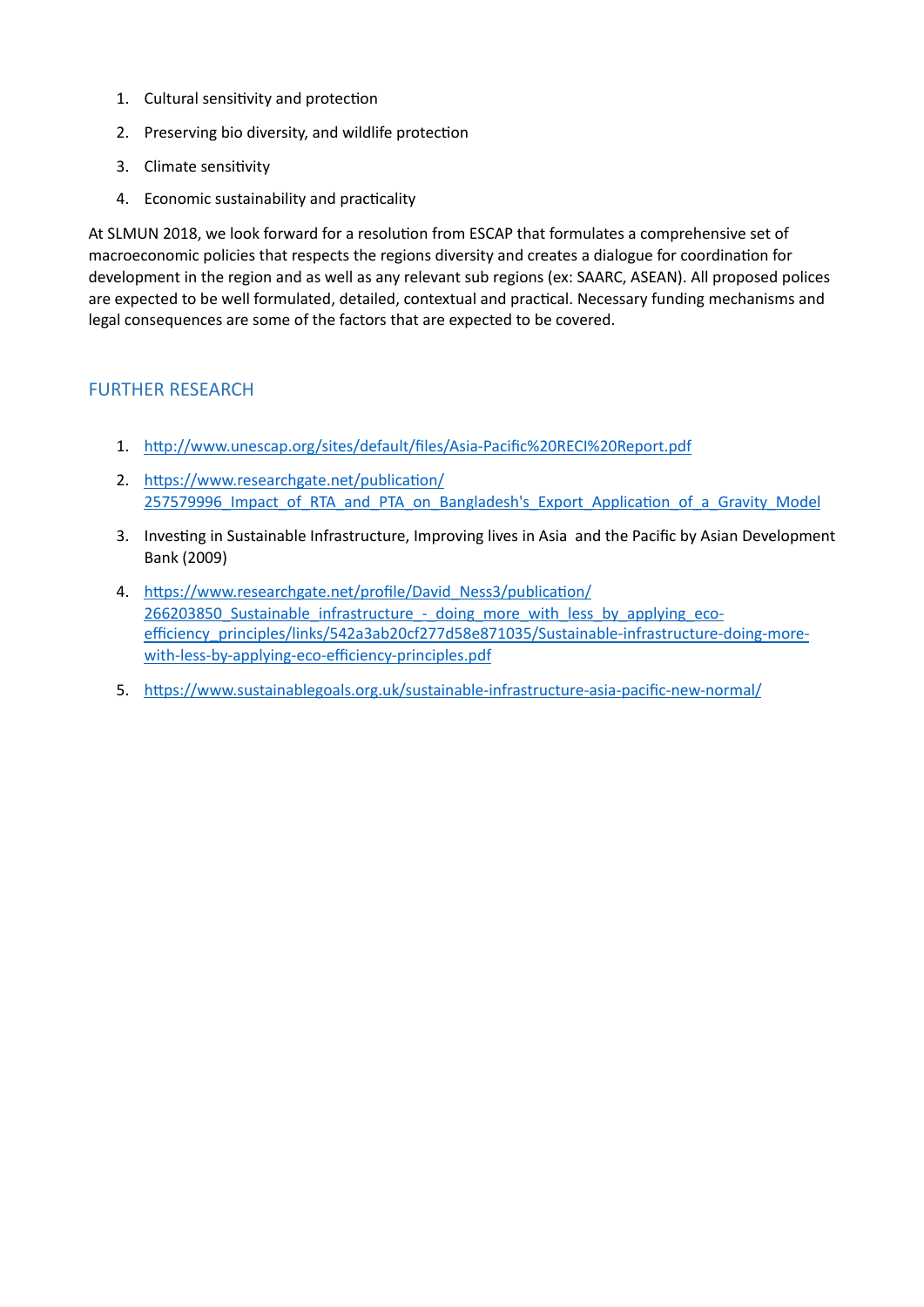1. Cultural sensitivity and protection
2. Preserving bio diversity, and wildlife protection
3. Climate sensitivity
4. Economic sustainability and practicality

At SLMUN 2018, we look forward for a resolution from ESCAP that formulates a comprehensive set of macroeconomic policies that respects the regions diversity and creates a dialogue for coordination for development in the region and as well as any relevant sub regions (ex: SAARC, ASEAN). All proposed polices are expected to be well formulated, detailed, contextual and practical. Necessary funding mechanisms and legal consequences are some of the factors that are expected to be covered.

## FURTHER RESEARCH

1. http://www.unescap.org/sites/default/files/Asia-Pacific%20RECI%20Report.pdf
2. https://www.researchgate.net/publication/257579996_Impact_of_RTA_and_PTA_on_Bangladesh's_Export_Application_of_a_Gravity_Model
3. Investing in Sustainable Infrastructure, Improving lives in Asia and the Pacific by Asian Development Bank (2009)
4. https://www.researchgate.net/profile/David_Ness3/publication/266203850_Sustainable_infrastructure_-_doing_more_with_less_by_applying_eco-efficiency_principles/links/542a3ab20cf277d58e871035/Sustainable-infrastructure-doing-more-with-less-by-applying-eco-efficiency-principles.pdf
5. https://www.sustainablegoals.org.uk/sustainable-infrastructure-asia-pacific-new-normal/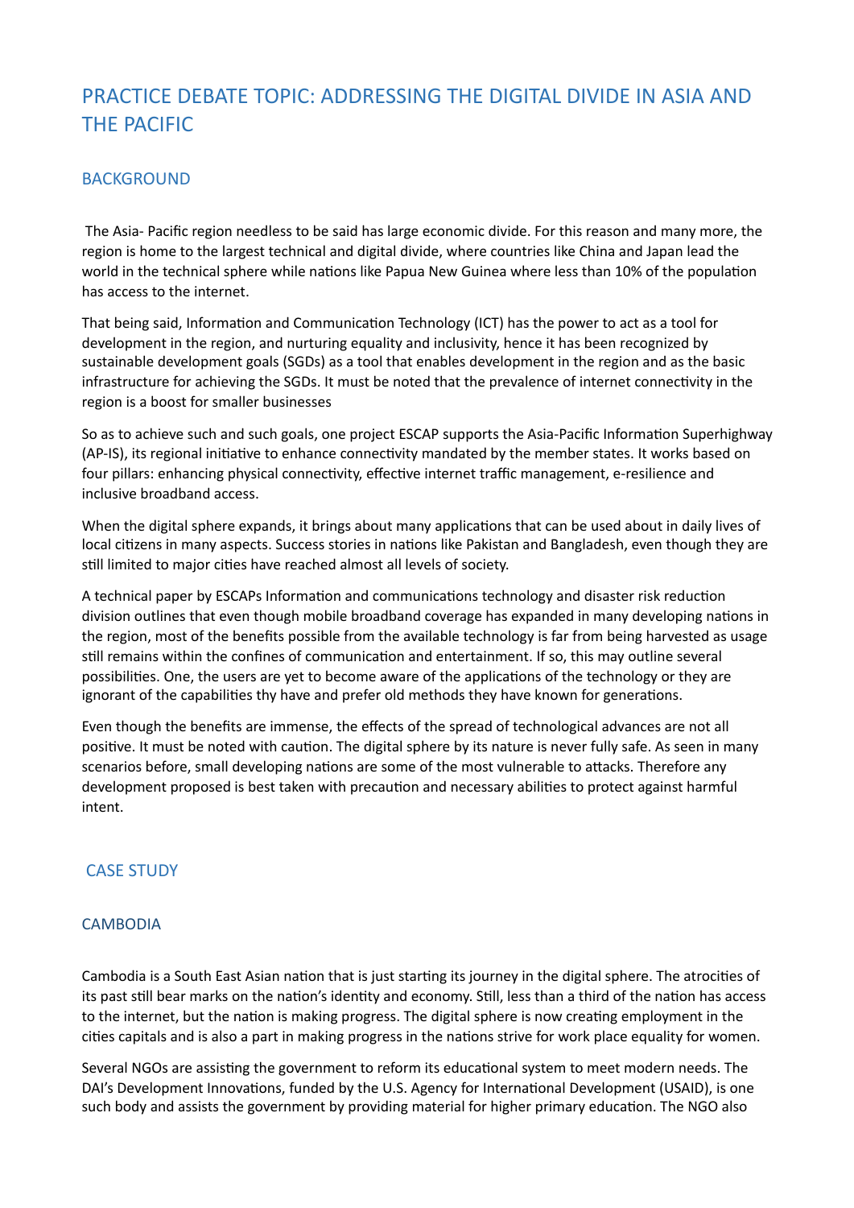# PRACTICE DEBATE TOPIC: ADDRESSING THE DIGITAL DIVIDE IN ASIA AND THE PACIFIC

## BACKGROUND

The Asia- Pacific region needless to be said has large economic divide. For this reason and many more, the region is home to the largest technical and digital divide, where countries like China and Japan lead the world in the technical sphere while nations like Papua New Guinea where less than 10% of the population has access to the internet.

That being said, Information and Communication Technology (ICT) has the power to act as a tool for development in the region, and nurturing equality and inclusivity, hence it has been recognized by sustainable development goals (SGDs) as a tool that enables development in the region and as the basic infrastructure for achieving the SGDs. It must be noted that the prevalence of internet connectivity in the region is a boost for smaller businesses

So as to achieve such and such goals, one project ESCAP supports the Asia-Pacific Information Superhighway (AP-IS), its regional initiative to enhance connectivity mandated by the member states. It works based on four pillars: enhancing physical connectivity, effective internet traffic management, e-resilience and inclusive broadband access.

When the digital sphere expands, it brings about many applications that can be used about in daily lives of local citizens in many aspects. Success stories in nations like Pakistan and Bangladesh, even though they are still limited to major cities have reached almost all levels of society.

A technical paper by ESCAPs Information and communications technology and disaster risk reduction division outlines that even though mobile broadband coverage has expanded in many developing nations in the region, most of the benefits possible from the available technology is far from being harvested as usage still remains within the confines of communication and entertainment. If so, this may outline several possibilities. One, the users are yet to become aware of the applications of the technology or they are ignorant of the capabilities thy have and prefer old methods they have known for generations.

Even though the benefits are immense, the effects of the spread of technological advances are not all positive. It must be noted with caution. The digital sphere by its nature is never fully safe. As seen in many scenarios before, small developing nations are some of the most vulnerable to attacks. Therefore any development proposed is best taken with precaution and necessary abilities to protect against harmful intent.

## CASE STUDY

### CAMBODIA

Cambodia is a South East Asian nation that is just starting its journey in the digital sphere. The atrocities of its past still bear marks on the nation's identity and economy. Still, less than a third of the nation has access to the internet, but the nation is making progress. The digital sphere is now creating employment in the cities capitals and is also a part in making progress in the nations strive for work place equality for women.

Several NGOs are assisting the government to reform its educational system to meet modern needs. The DAI's Development Innovations, funded by the U.S. Agency for International Development (USAID), is one such body and assists the government by providing material for higher primary education. The NGO also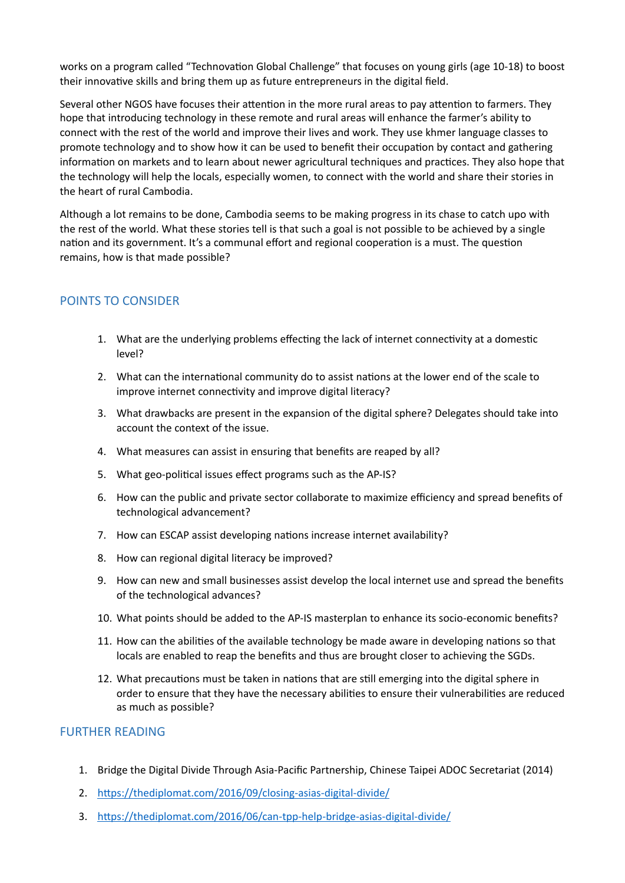works on a program called "Technovation Global Challenge" that focuses on young girls (age 10-18) to boost their innovative skills and bring them up as future entrepreneurs in the digital field.

Several other NGOS have focuses their attention in the more rural areas to pay attention to farmers. They hope that introducing technology in these remote and rural areas will enhance the farmer's ability to connect with the rest of the world and improve their lives and work. They use khmer language classes to promote technology and to show how it can be used to benefit their occupation by contact and gathering information on markets and to learn about newer agricultural techniques and practices. They also hope that the technology will help the locals, especially women, to connect with the world and share their stories in the heart of rural Cambodia.

Although a lot remains to be done, Cambodia seems to be making progress in its chase to catch upo with the rest of the world. What these stories tell is that such a goal is not possible to be achieved by a single nation and its government. It's a communal effort and regional cooperation is a must. The question remains, how is that made possible?

## POINTS TO CONSIDER

1. What are the underlying problems effecting the lack of internet connectivity at a domestic level?
2. What can the international community do to assist nations at the lower end of the scale to improve internet connectivity and improve digital literacy?
3. What drawbacks are present in the expansion of the digital sphere? Delegates should take into account the context of the issue.
4. What measures can assist in ensuring that benefits are reaped by all?
5. What geo-political issues effect programs such as the AP-IS?
6. How can the public and private sector collaborate to maximize efficiency and spread benefits of technological advancement?
7. How can ESCAP assist developing nations increase internet availability?
8. How can regional digital literacy be improved?
9. How can new and small businesses assist develop the local internet use and spread the benefits of the technological advances?
10. What points should be added to the AP-IS masterplan to enhance its socio-economic benefits?
11. How can the abilities of the available technology be made aware in developing nations so that locals are enabled to reap the benefits and thus are brought closer to achieving the SGDs.
12. What precautions must be taken in nations that are still emerging into the digital sphere in order to ensure that they have the necessary abilities to ensure their vulnerabilities are reduced as much as possible?

## FURTHER READING

1. Bridge the Digital Divide Through Asia-Pacific Partnership, Chinese Taipei ADOC Secretariat (2014)
2. https://thediplomat.com/2016/09/closing-asias-digital-divide/
3. https://thediplomat.com/2016/06/can-tpp-help-bridge-asias-digital-divide/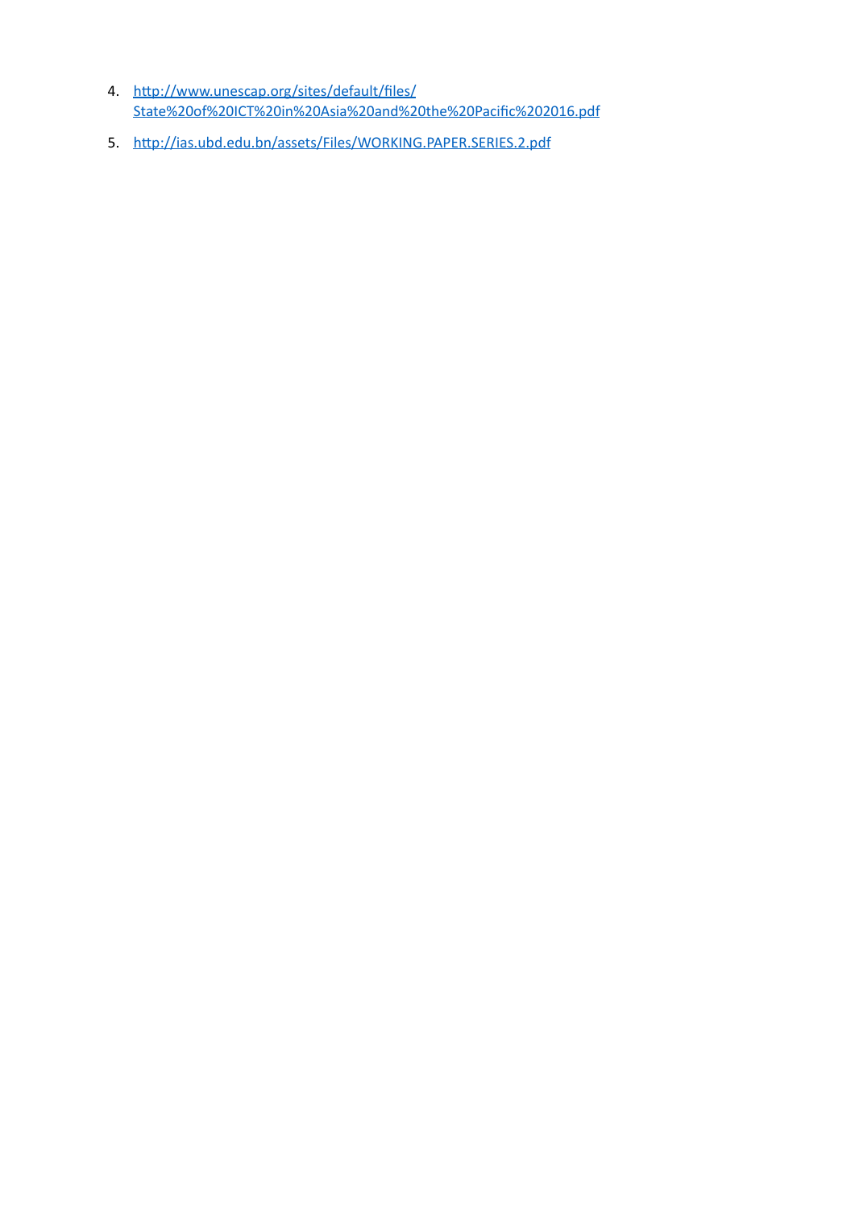4. http://www.unescap.org/sites/default/files/State%20of%20ICT%20in%20Asia%20and%20the%20Pacific%202016.pdf
5. http://ias.ubd.edu.bn/assets/Files/WORKING.PAPER.SERIES.2.pdf